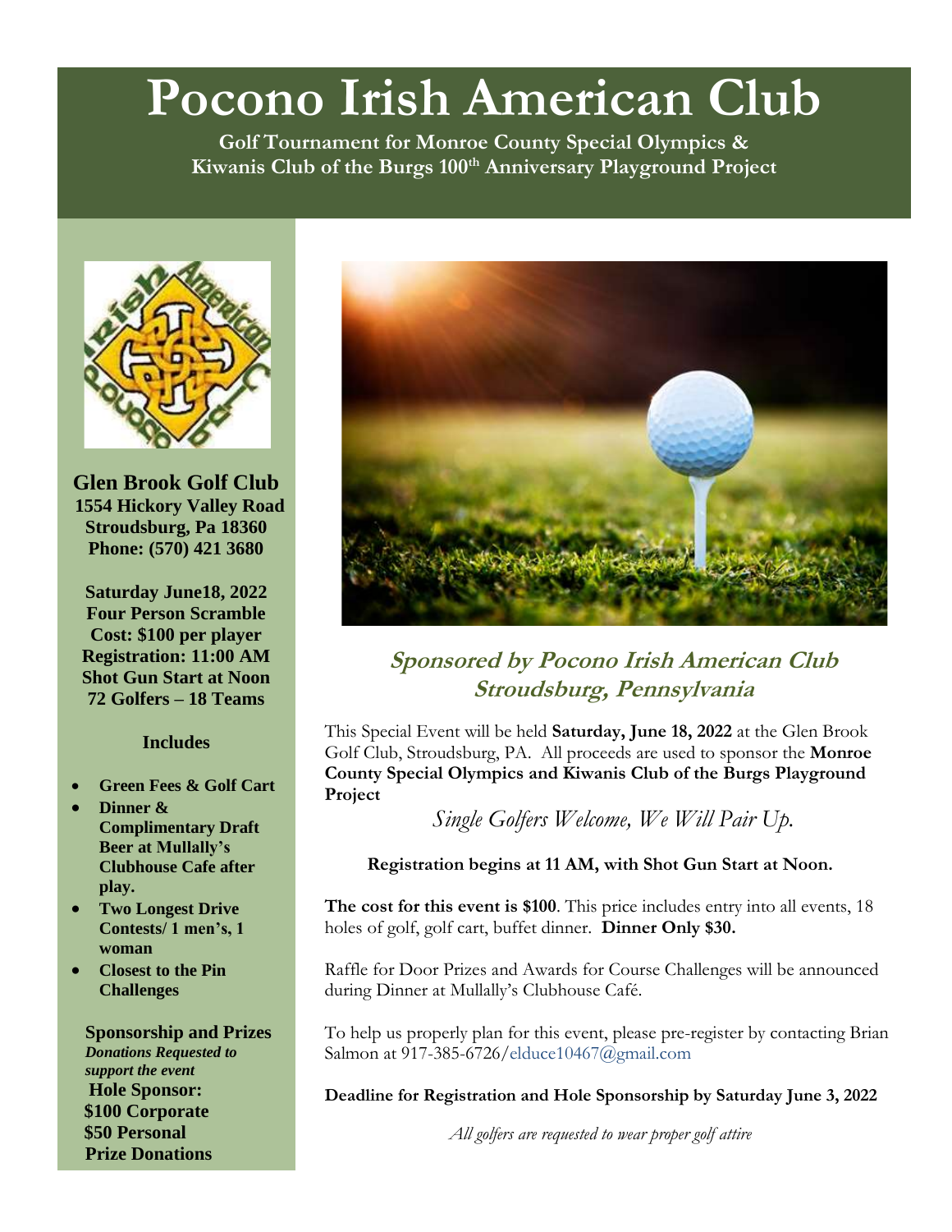# Pocono Irish American Club

**Golf Tournament for Monroe County Special Olympics & Kiwanis Club of the Burgs 100th Anniversary Playground Project**

**Glen Brook Golf Club**
**1554 Hickory Valley Road**
**Stroudsburg, Pa 18360**
**Phone: (570) 421 3680**

**Saturday June18, 2022**
**Four Person Scramble**
**Cost: $100 per player**
**Registration: 11:00 AM**
**Shot Gun Start at Noon**
**72 Golfers – 18 Teams**

**Includes**

- **Green Fees & Golf Cart**
- **Dinner & Complimentary Draft Beer at Mullally's Clubhouse Cafe after play.**
- **Two Longest Drive Contests/ 1 men's, 1 woman**
- **Closest to the Pin Challenges**

**Sponsorship and Prizes**
***Donations Requested to support the event***
**Hole Sponsor:**
**$100 Corporate**
**$50 Personal**
**Prize Donations**

## Sponsored by Pocono Irish American Club Stroudsburg, Pennsylvania

This Special Event will be held **Saturday, June 18, 2022** at the Glen Brook Golf Club, Stroudsburg, PA. All proceeds are used to sponsor the **Monroe County Special Olympics and Kiwanis Club of the Burgs Playground Project**

*Single Golfers Welcome, We Will Pair Up.*

**Registration begins at 11 AM, with Shot Gun Start at Noon.**

**The cost for this event is $100**. This price includes entry into all events, 18 holes of golf, golf cart, buffet dinner. **Dinner Only $30.**

Raffle for Door Prizes and Awards for Course Challenges will be announced during Dinner at Mullally's Clubhouse Café.

To help us properly plan for this event, please pre-register by contacting Brian Salmon at 917-385-6726/elduce10467@gmail.com

**Deadline for Registration and Hole Sponsorship by Saturday June 3, 2022**

*All golfers are requested to wear proper golf attire*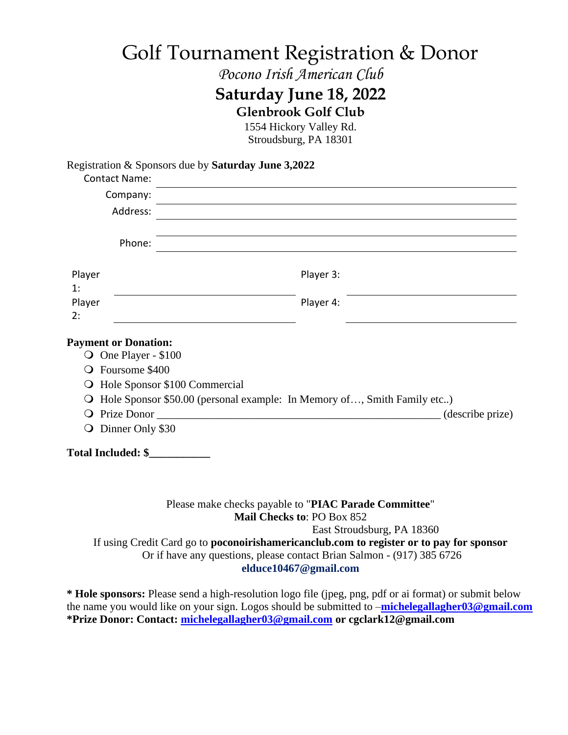# Golf Tournament Registration & Donor

*Pocono Irish American Club*

## Saturday June 18, 2022

### Glenbrook Golf Club

1554 Hickory Valley Rd.
Stroudsburg, PA 18301

Registration & Sponsors due by **Saturday June 3,2022**

Contact Name: ______________________________

Company: ______________________________

Address: ______________________________

______________________________

Phone: ______________________________

Player 1: ____________________ Player 3: ____________________

Player 2: ____________________ Player 4: ____________________

**Payment or Donation:**

- ❍ One Player - $100
- ❍ Foursome $400
- ❍ Hole Sponsor $100 Commercial
- ❍ Hole Sponsor $50.00 (personal example: In Memory of…, Smith Family etc..)
- ❍ Prize Donor ______________________________________________ (describe prize)
- ❍ Dinner Only $30

**Total Included: $___________**

Please make checks payable to "**PIAC Parade Committee**"
**Mail Checks to**: PO Box 852
East Stroudsburg, PA 18360
If using Credit Card go to **poconoirishamericanclub.com to register or to pay for sponsor**
Or if have any questions, please contact Brian Salmon - (917) 385 6726
**elduce10467@gmail.com**

**\* Hole sponsors:** Please send a high-resolution logo file (jpeg, png, pdf or ai format) or submit below the name you would like on your sign. Logos should be submitted to –**michelegallagher03@gmail.com**
**\*Prize Donor: Contact: michelegallagher03@gmail.com or cgclark12@gmail.com**